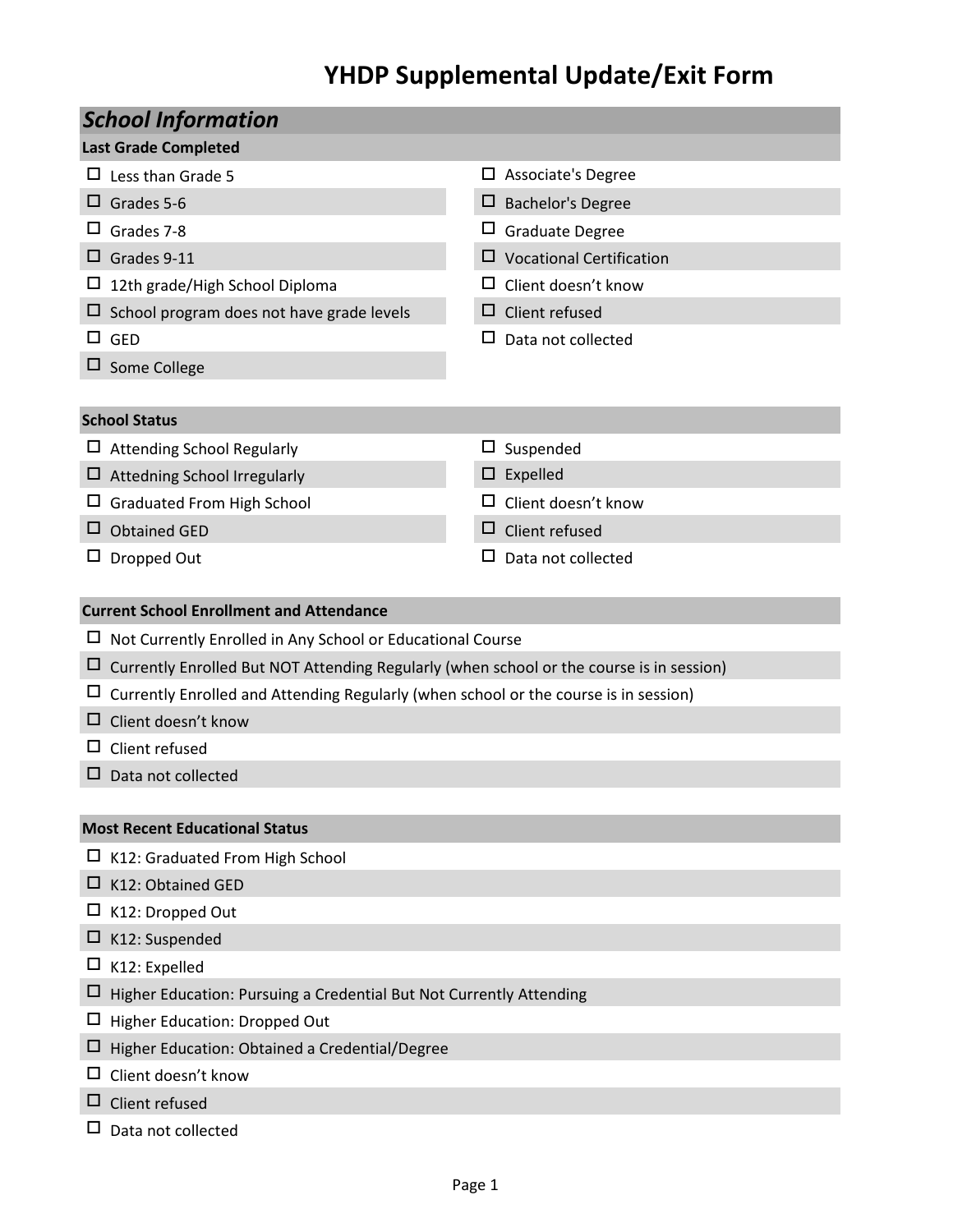# YHDP Supplemental Update/Exit Form

## *School Information*

### Last Grade Completed

- ☐ Less than Grade 5
- ☐ Grades 5-6
- ☐ Grades 7-8
- ☐ Grades 9-11
- ☐ 12th grade/High School Diploma
- ☐ School program does not have grade levels
- ☐ GED
- ☐ Some College
- ☐ Associate's Degree
- ☐ Bachelor's Degree
- ☐ Graduate Degree
- ☐ Vocational Certification
- ☐ Client doesn't know
- ☐ Client refused
- ☐ Data not collected

### School Status

- ☐ Attending School Regularly
- ☐ Attedning School Irregularly
- ☐ Graduated From High School
- ☐ Obtained GED
- ☐ Dropped Out
- ☐ Suspended
- ☐ Expelled
- ☐ Client doesn't know
- ☐ Client refused
- ☐ Data not collected

### Current School Enrollment and Attendance

- ☐ Not Currently Enrolled in Any School or Educational Course
- ☐ Currently Enrolled But NOT Attending Regularly (when school or the course is in session)
- ☐ Currently Enrolled and Attending Regularly (when school or the course is in session)
- ☐ Client doesn't know
- ☐ Client refused
- ☐ Data not collected

### Most Recent Educational Status

- ☐ K12: Graduated From High School
- ☐ K12: Obtained GED
- ☐ K12: Dropped Out
- ☐ K12: Suspended
- ☐ K12: Expelled
- ☐ Higher Education: Pursuing a Credential But Not Currently Attending
- ☐ Higher Education: Dropped Out
- ☐ Higher Education: Obtained a Credential/Degree
- ☐ Client doesn't know
- ☐ Client refused
- ☐ Data not collected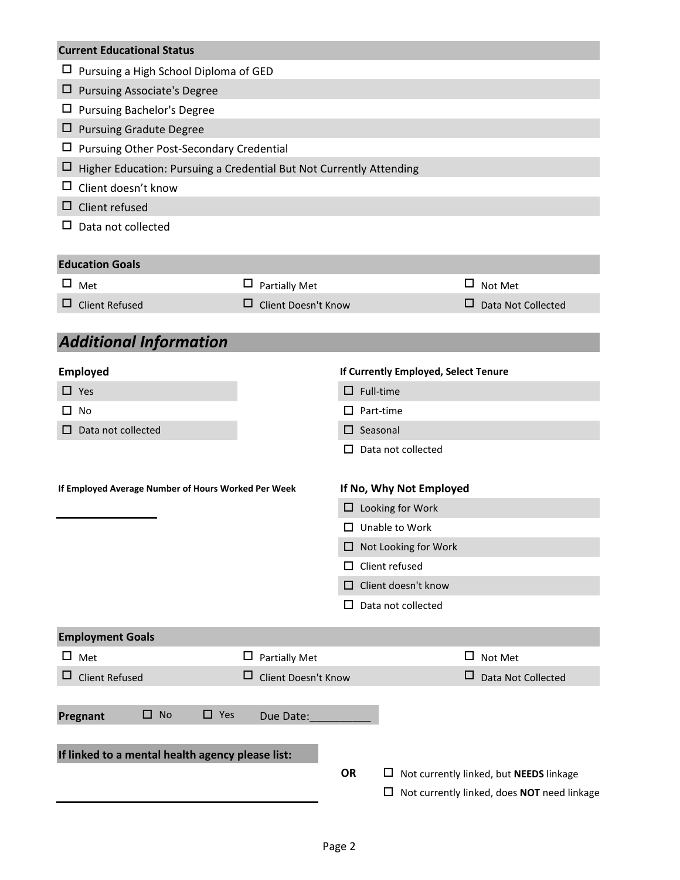**Current Educational Status**

- ☐ Pursuing a High School Diploma of GED
- ☐ Pursuing Associate's Degree
- ☐ Pursuing Bachelor's Degree
- ☐ Pursuing Gradute Degree
- ☐ Pursuing Other Post-Secondary Credential
- ☐ Higher Education: Pursuing a Credential But Not Currently Attending
- ☐ Client doesn't know
- ☐ Client refused
- ☐ Data not collected

**Education Goals**

| | | |
|---|---|---|
| ☐ Met | ☐ Partially Met | ☐ Not Met |
| ☐ Client Refused | ☐ Client Doesn't Know | ☐ Data Not Collected |

## *Additional Information*

**Employed**

- ☐ Yes
- ☐ No
- ☐ Data not collected

**If Currently Employed, Select Tenure**

- ☐ Full-time
- ☐ Part-time
- ☐ Seasonal
- ☐ Data not collected

**If Employed Average Number of Hours Worked Per Week**

\_\_\_\_\_\_\_\_\_\_\_\_\_\_\_\_

**If No, Why Not Employed**

- ☐ Looking for Work
- ☐ Unable to Work
- ☐ Not Looking for Work
- ☐ Client refused
- ☐ Client doesn't know
- ☐ Data not collected

**Employment Goals**

| | | |
|---|---|---|
| ☐ Met | ☐ Partially Met | ☐ Not Met |
| ☐ Client Refused | ☐ Client Doesn't Know | ☐ Data Not Collected |

**Pregnant** ☐ No ☐ Yes Due Date:\_\_\_\_\_\_\_\_\_\_

**If linked to a mental health agency please list:**

\_\_\_\_\_\_\_\_\_\_\_\_\_\_\_\_\_\_\_\_\_\_\_\_\_\_\_\_\_\_\_\_\_\_\_\_\_\_\_\_

**OR**

- ☐ Not currently linked, but **NEEDS** linkage
- ☐ Not currently linked, does **NOT** need linkage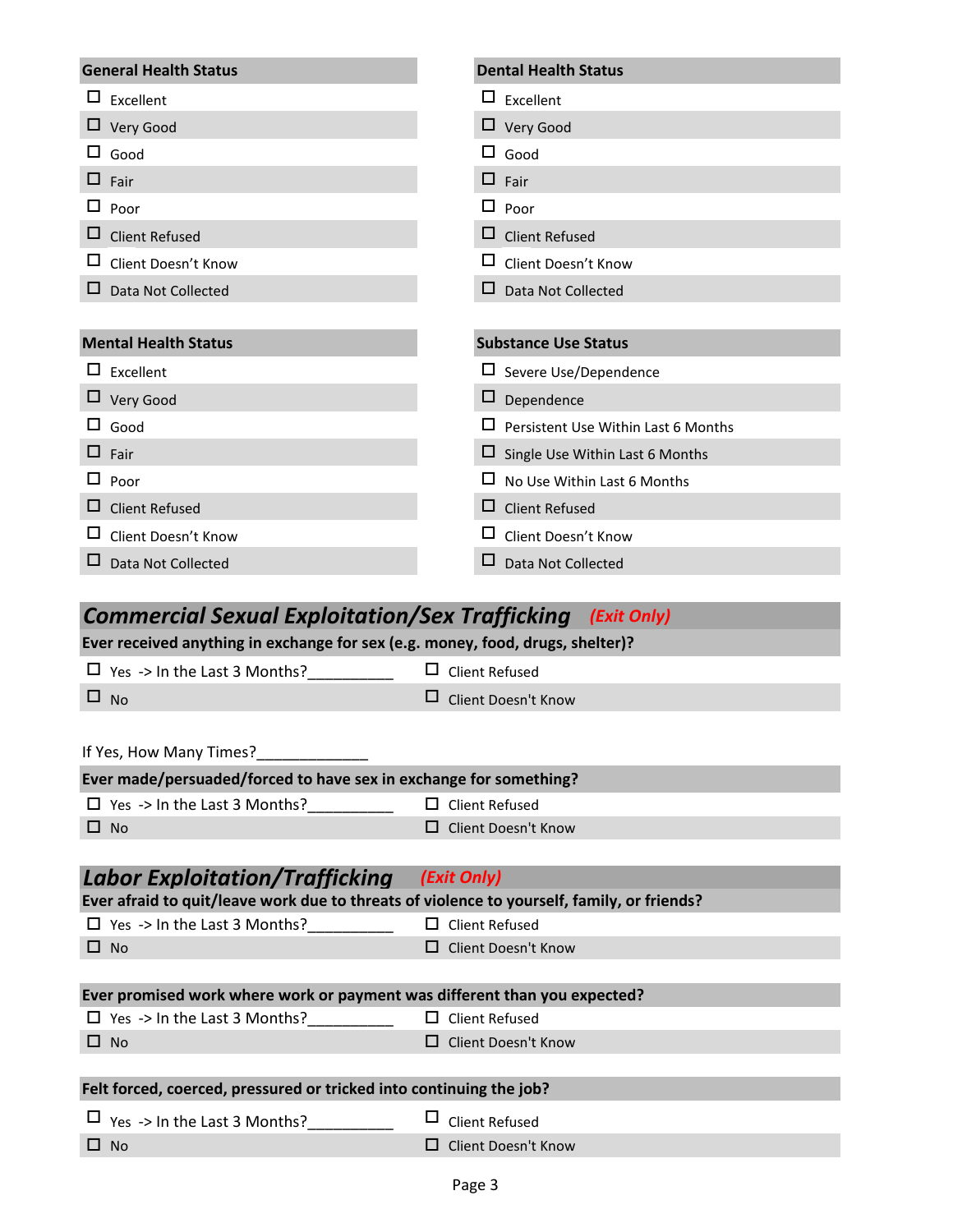## General Health Status

- ☐ Excellent
- ☐ Very Good
- ☐ Good
- ☐ Fair
- ☐ Poor
- ☐ Client Refused
- ☐ Client Doesn't Know
- ☐ Data Not Collected

## Dental Health Status

- ☐ Excellent
- ☐ Very Good
- ☐ Good
- ☐ Fair
- ☐ Poor
- ☐ Client Refused
- ☐ Client Doesn't Know
- ☐ Data Not Collected

## Mental Health Status

- ☐ Excellent
- ☐ Very Good
- ☐ Good
- ☐ Fair
- ☐ Poor
- ☐ Client Refused
- ☐ Client Doesn't Know
- ☐ Data Not Collected

## Substance Use Status

- ☐ Severe Use/Dependence
- ☐ Dependence
- ☐ Persistent Use Within Last 6 Months
- ☐ Single Use Within Last 6 Months
- ☐ No Use Within Last 6 Months
- ☐ Client Refused
- ☐ Client Doesn't Know
- ☐ Data Not Collected

## *Commercial Sexual Exploitation/Sex Trafficking* *(Exit Only)*

**Ever received anything in exchange for sex (e.g. money, food, drugs, shelter)?**

| | |
|---|---|
| ☐ Yes -> In the Last 3 Months?__________ | ☐ Client Refused |
| ☐ No | ☐ Client Doesn't Know |

If Yes, How Many Times?_____________

**Ever made/persuaded/forced to have sex in exchange for something?**

| | |
|---|---|
| ☐ Yes -> In the Last 3 Months?__________ | ☐ Client Refused |
| ☐ No | ☐ Client Doesn't Know |

## *Labor Exploitation/Trafficking* *(Exit Only)*

**Ever afraid to quit/leave work due to threats of violence to yourself, family, or friends?**

| | |
|---|---|
| ☐ Yes -> In the Last 3 Months?__________ | ☐ Client Refused |
| ☐ No | ☐ Client Doesn't Know |

**Ever promised work where work or payment was different than you expected?**

| | |
|---|---|
| ☐ Yes -> In the Last 3 Months?__________ | ☐ Client Refused |
| ☐ No | ☐ Client Doesn't Know |

**Felt forced, coerced, pressured or tricked into continuing the job?**

| | |
|---|---|
| ☐ Yes -> In the Last 3 Months?__________ | ☐ Client Refused |
| ☐ No | ☐ Client Doesn't Know |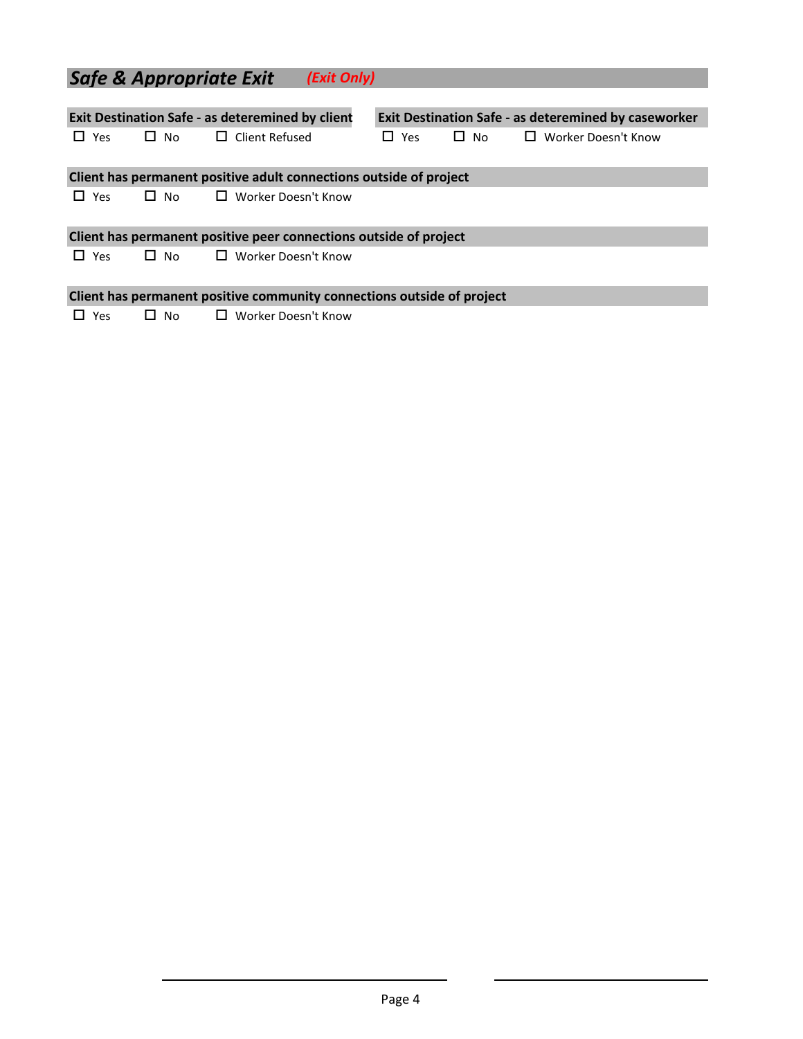## ***Safe & Appropriate Exit*** *(Exit Only)*

**Exit Destination Safe - as deteremined by client**

☐ Yes ☐ No ☐ Client Refused

**Exit Destination Safe - as deteremined by caseworker**

☐ Yes ☐ No ☐ Worker Doesn't Know

**Client has permanent positive adult connections outside of project**

☐ Yes ☐ No ☐ Worker Doesn't Know

**Client has permanent positive peer connections outside of project**

☐ Yes ☐ No ☐ Worker Doesn't Know

**Client has permanent positive community connections outside of project**

☐ Yes ☐ No ☐ Worker Doesn't Know